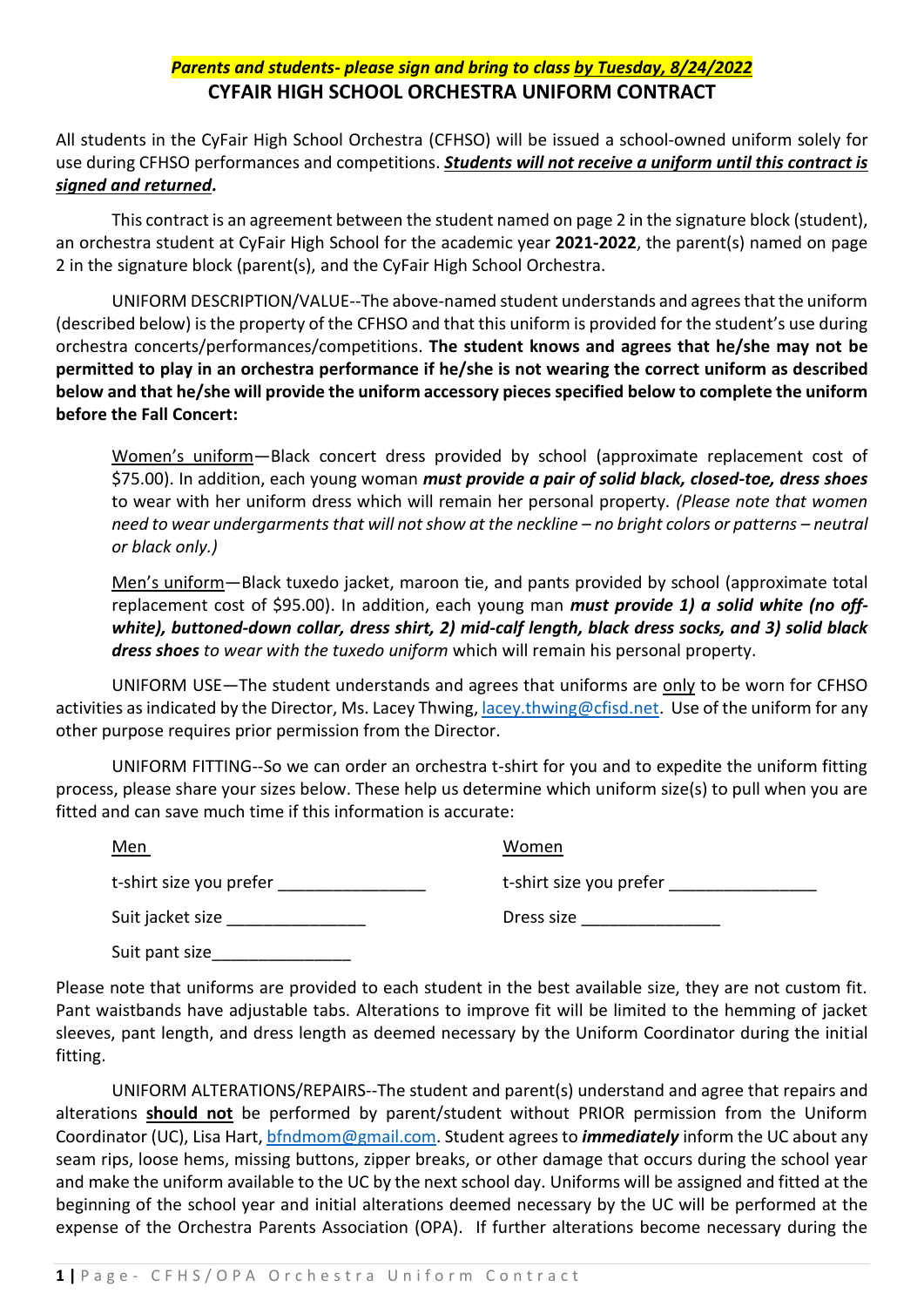***Parents and students- please sign and bring to class <u>by Tuesday, 8/24/2022</u>***

## CYFAIR HIGH SCHOOL ORCHESTRA UNIFORM CONTRACT

All students in the CyFair High School Orchestra (CFHSO) will be issued a school-owned uniform solely for use during CFHSO performances and competitions. ***<u>Students will not receive a uniform until this contract is signed and returned</u>*****.**

This contract is an agreement between the student named on page 2 in the signature block (student), an orchestra student at CyFair High School for the academic year **2021-2022**, the parent(s) named on page 2 in the signature block (parent(s), and the CyFair High School Orchestra.

UNIFORM DESCRIPTION/VALUE--The above-named student understands and agrees that the uniform (described below) is the property of the CFHSO and that this uniform is provided for the student's use during orchestra concerts/performances/competitions. **The student knows and agrees that he/she may not be permitted to play in an orchestra performance if he/she is not wearing the correct uniform as described below and that he/she will provide the uniform accessory pieces specified below to complete the uniform before the Fall Concert:**

<u>Women's uniform</u>—Black concert dress provided by school (approximate replacement cost of $75.00). In addition, each young woman ***must provide a pair of solid black, closed-toe, dress shoes*** to wear with her uniform dress which will remain her personal property. *(Please note that women need to wear undergarments that will not show at the neckline – no bright colors or patterns – neutral or black only.)*

<u>Men's uniform</u>—Black tuxedo jacket, maroon tie, and pants provided by school (approximate total replacement cost of $95.00). In addition, each young man ***must provide 1) a solid white (no off-white), buttoned-down collar, dress shirt, 2) mid-calf length, black dress socks, and 3) solid black dress shoes*** *to wear with the tuxedo uniform* which will remain his personal property.

UNIFORM USE—The student understands and agrees that uniforms are <u>only</u> to be worn for CFHSO activities as indicated by the Director, Ms. Lacey Thwing, lacey.thwing@cfisd.net. Use of the uniform for any other purpose requires prior permission from the Director.

UNIFORM FITTING--So we can order an orchestra t-shirt for you and to expedite the uniform fitting process, please share your sizes below. These help us determine which uniform size(s) to pull when you are fitted and can save much time if this information is accurate:

| <u>Men</u> | <u>Women</u> |
|---|---|
| t-shirt size you prefer ________________ | t-shirt size you prefer ________________ |
| Suit jacket size _______________ | Dress size _______________ |
| Suit pant size_______________ | |

Please note that uniforms are provided to each student in the best available size, they are not custom fit. Pant waistbands have adjustable tabs. Alterations to improve fit will be limited to the hemming of jacket sleeves, pant length, and dress length as deemed necessary by the Uniform Coordinator during the initial fitting.

UNIFORM ALTERATIONS/REPAIRS--The student and parent(s) understand and agree that repairs and alterations **<u>should not</u>** be performed by parent/student without PRIOR permission from the Uniform Coordinator (UC), Lisa Hart, bfndmom@gmail.com. Student agrees to ***immediately*** inform the UC about any seam rips, loose hems, missing buttons, zipper breaks, or other damage that occurs during the school year and make the uniform available to the UC by the next school day. Uniforms will be assigned and fitted at the beginning of the school year and initial alterations deemed necessary by the UC will be performed at the expense of the Orchestra Parents Association (OPA). If further alterations become necessary during the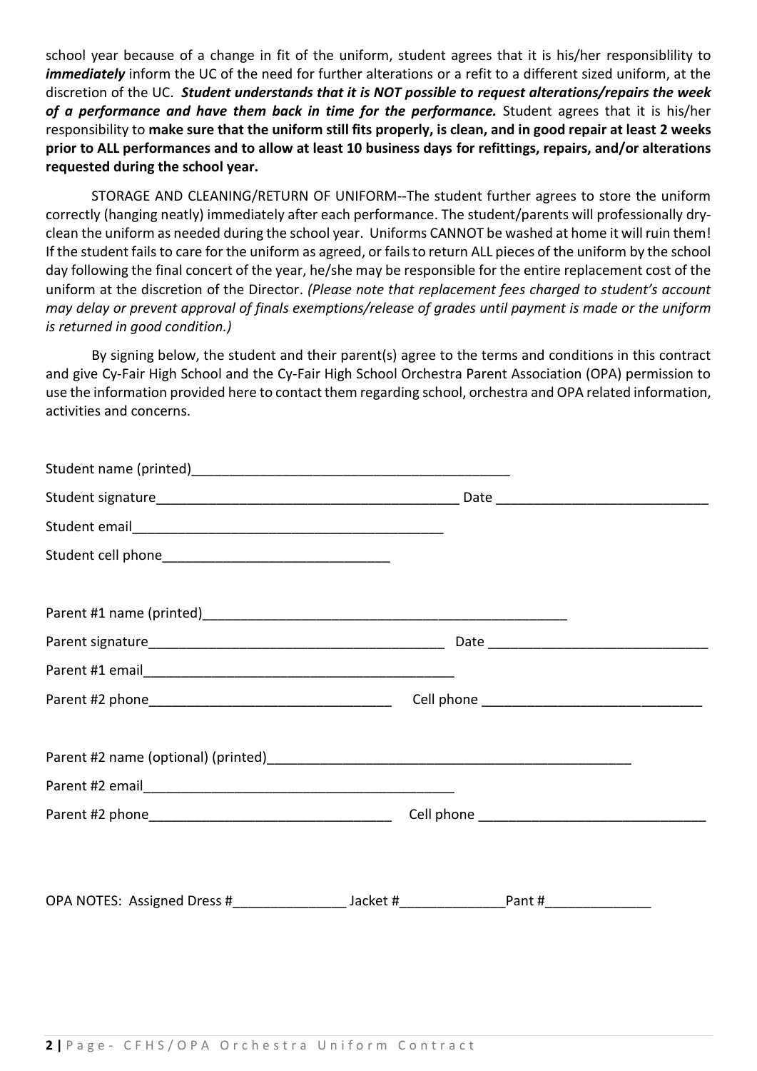school year because of a change in fit of the uniform, student agrees that it is his/her responsiblility to ***immediately*** inform the UC of the need for further alterations or a refit to a different sized uniform, at the discretion of the UC. ***Student understands that it is NOT possible to request alterations/repairs the week of a performance and have them back in time for the performance.*** Student agrees that it is his/her responsibility to **make sure that the uniform still fits properly, is clean, and in good repair at least 2 weeks prior to ALL performances and to allow at least 10 business days for refittings, repairs, and/or alterations requested during the school year.**

STORAGE AND CLEANING/RETURN OF UNIFORM--The student further agrees to store the uniform correctly (hanging neatly) immediately after each performance. The student/parents will professionally dry-clean the uniform as needed during the school year. Uniforms CANNOT be washed at home it will ruin them! If the student fails to care for the uniform as agreed, or fails to return ALL pieces of the uniform by the school day following the final concert of the year, he/she may be responsible for the entire replacement cost of the uniform at the discretion of the Director. *(Please note that replacement fees charged to student's account may delay or prevent approval of finals exemptions/release of grades until payment is made or the uniform is returned in good condition.)*

By signing below, the student and their parent(s) agree to the terms and conditions in this contract and give Cy-Fair High School and the Cy-Fair High School Orchestra Parent Association (OPA) permission to use the information provided here to contact them regarding school, orchestra and OPA related information, activities and concerns.

Student name (printed)_______________________________________

Student signature_______________________________________ Date ___________________________

Student email_______________________________________

Student cell phone_____________________________

Parent #1 name (printed)_______________________________________________

Parent signature_____________________________________ Date ____________________________

Parent #1 email_______________________________________

Parent #2 phone______________________________ Cell phone ____________________________

Parent #2 name (optional) (printed)_______________________________________________

Parent #2 email_______________________________________

Parent #2 phone______________________________ Cell phone _____________________________

OPA NOTES: Assigned Dress #______________ Jacket #_____________Pant #_____________